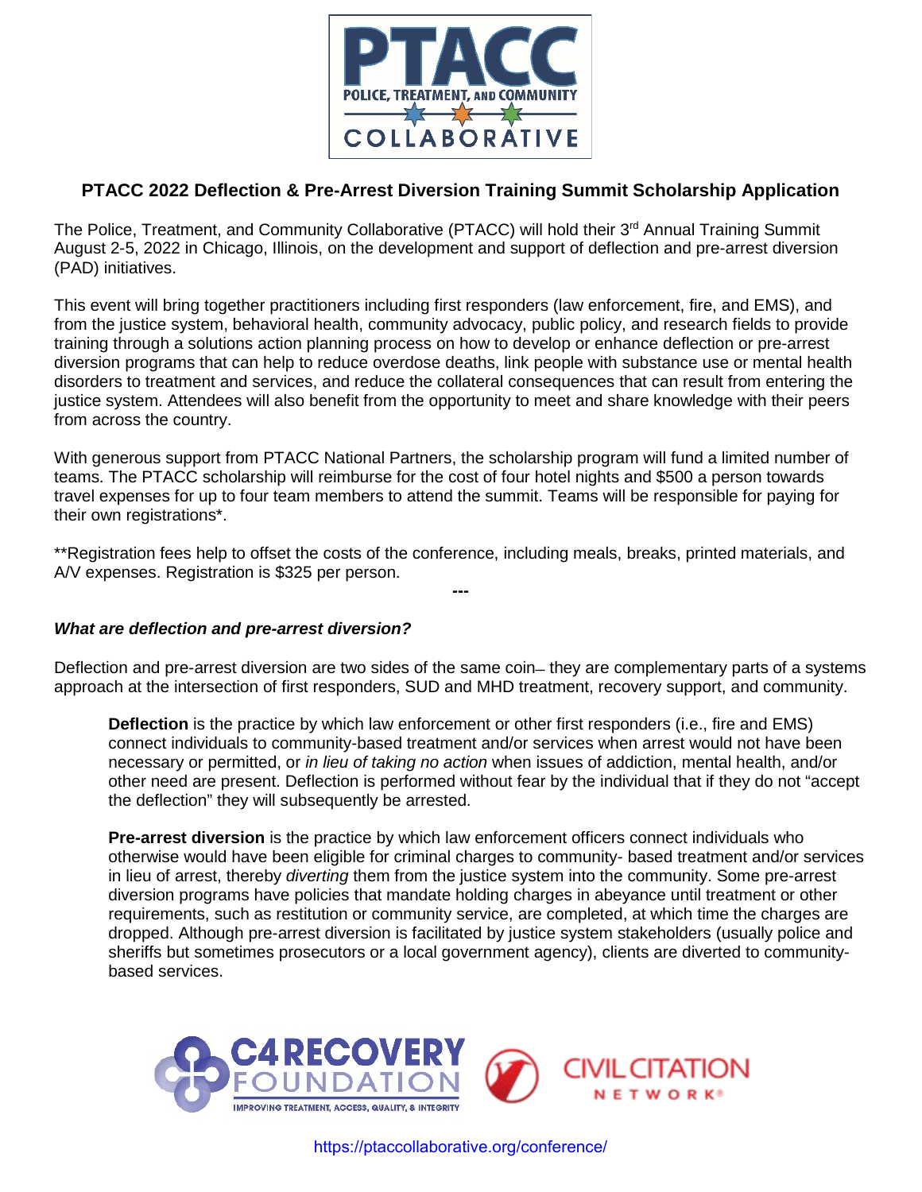PTACC

POLICE, TREATMENT, AND COMMUNITY

COLLABORATIVE

# PTACC 2022 Deflection & Pre-Arrest Diversion Training Summit Scholarship Application

The Police, Treatment, and Community Collaborative (PTACC) will hold their 3rd Annual Training Summit August 2-5, 2022 in Chicago, Illinois, on the development and support of deflection and pre-arrest diversion (PAD) initiatives.

This event will bring together practitioners including first responders (law enforcement, fire, and EMS), and from the justice system, behavioral health, community advocacy, public policy, and research fields to provide training through a solutions action planning process on how to develop or enhance deflection or pre-arrest diversion programs that can help to reduce overdose deaths, link people with substance use or mental health disorders to treatment and services, and reduce the collateral consequences that can result from entering the justice system. Attendees will also benefit from the opportunity to meet and share knowledge with their peers from across the country.

With generous support from PTACC National Partners, the scholarship program will fund a limited number of teams. The PTACC scholarship will reimburse for the cost of four hotel nights and $500 a person towards travel expenses for up to four team members to attend the summit. Teams will be responsible for paying for their own registrations*.

**Registration fees help to offset the costs of the conference, including meals, breaks, printed materials, and A/V expenses. Registration is $325 per person.

---

### *What are deflection and pre-arrest diversion?*

Deflection and pre-arrest diversion are two sides of the same coin– they are complementary parts of a systems approach at the intersection of first responders, SUD and MHD treatment, recovery support, and community.

> **Deflection** is the practice by which law enforcement or other first responders (i.e., fire and EMS) connect individuals to community-based treatment and/or services when arrest would not have been necessary or permitted, or *in lieu of taking no action* when issues of addiction, mental health, and/or other need are present. Deflection is performed without fear by the individual that if they do not "accept the deflection" they will subsequently be arrested.
>
> **Pre-arrest diversion** is the practice by which law enforcement officers connect individuals who otherwise would have been eligible for criminal charges to community- based treatment and/or services in lieu of arrest, thereby *diverting* them from the justice system into the community. Some pre-arrest diversion programs have policies that mandate holding charges in abeyance until treatment or other requirements, such as restitution or community service, are completed, at which time the charges are dropped. Although pre-arrest diversion is facilitated by justice system stakeholders (usually police and sheriffs but sometimes prosecutors or a local government agency), clients are diverted to community-based services.

C4 RECOVERY FOUNDATION — IMPROVING TREATMENT, ACCESS, QUALITY, & INTEGRITY

CIVIL CITATION NETWORK®

https://ptaccollaborative.org/conference/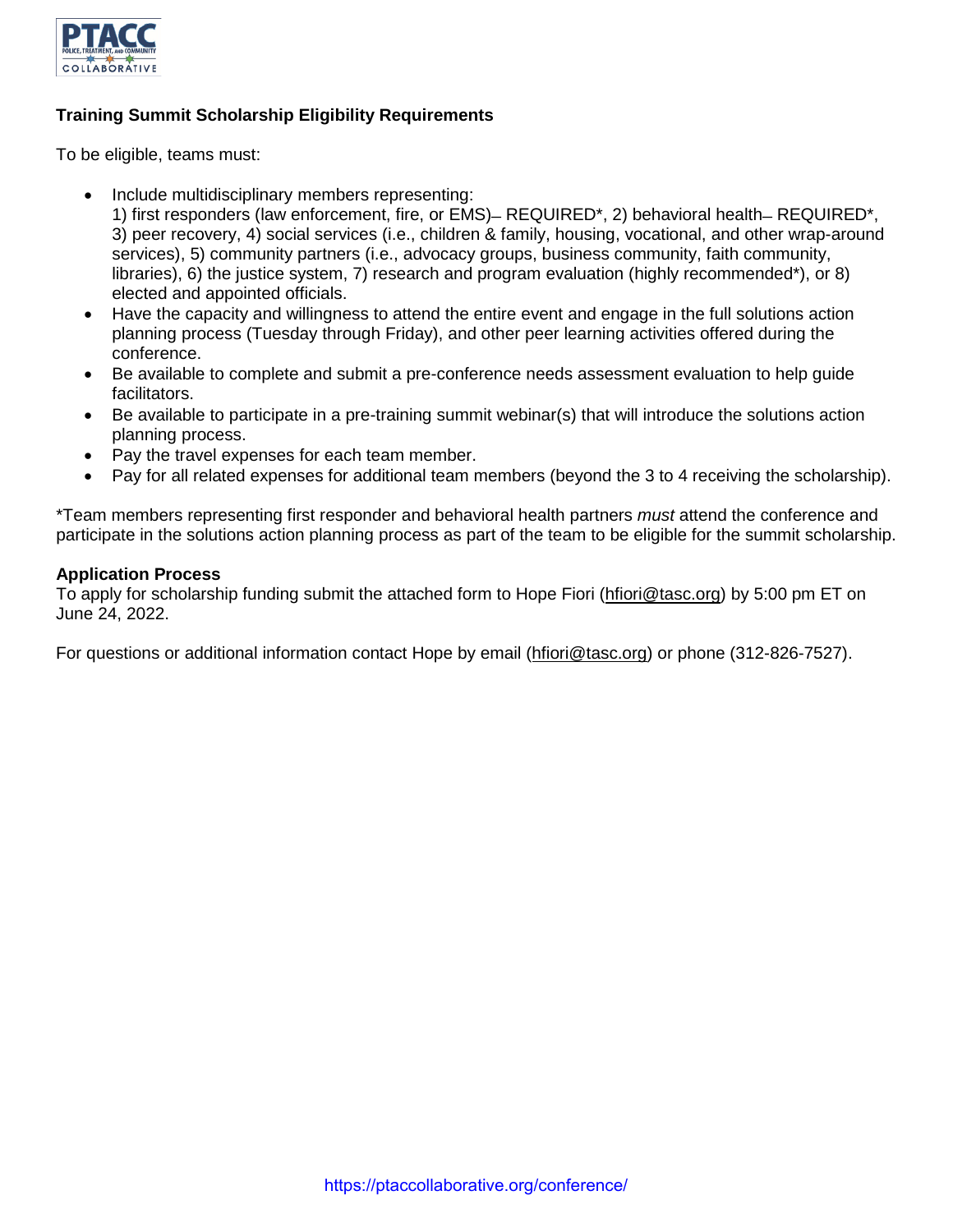**Training Summit Scholarship Eligibility Requirements**

To be eligible, teams must:

- Include multidisciplinary members representing:
  1) first responders (law enforcement, fire, or EMS)– REQUIRED*, 2) behavioral health– REQUIRED*, 3) peer recovery, 4) social services (i.e., children & family, housing, vocational, and other wrap-around services), 5) community partners (i.e., advocacy groups, business community, faith community, libraries), 6) the justice system, 7) research and program evaluation (highly recommended*), or 8) elected and appointed officials.
- Have the capacity and willingness to attend the entire event and engage in the full solutions action planning process (Tuesday through Friday), and other peer learning activities offered during the conference.
- Be available to complete and submit a pre-conference needs assessment evaluation to help guide facilitators.
- Be available to participate in a pre-training summit webinar(s) that will introduce the solutions action planning process.
- Pay the travel expenses for each team member.
- Pay for all related expenses for additional team members (beyond the 3 to 4 receiving the scholarship).

*Team members representing first responder and behavioral health partners *must* attend the conference and participate in the solutions action planning process as part of the team to be eligible for the summit scholarship.

**Application Process**

To apply for scholarship funding submit the attached form to Hope Fiori (hfiori@tasc.org) by 5:00 pm ET on June 24, 2022.

For questions or additional information contact Hope by email (hfiori@tasc.org) or phone (312-826-7527).

https://ptaccollaborative.org/conference/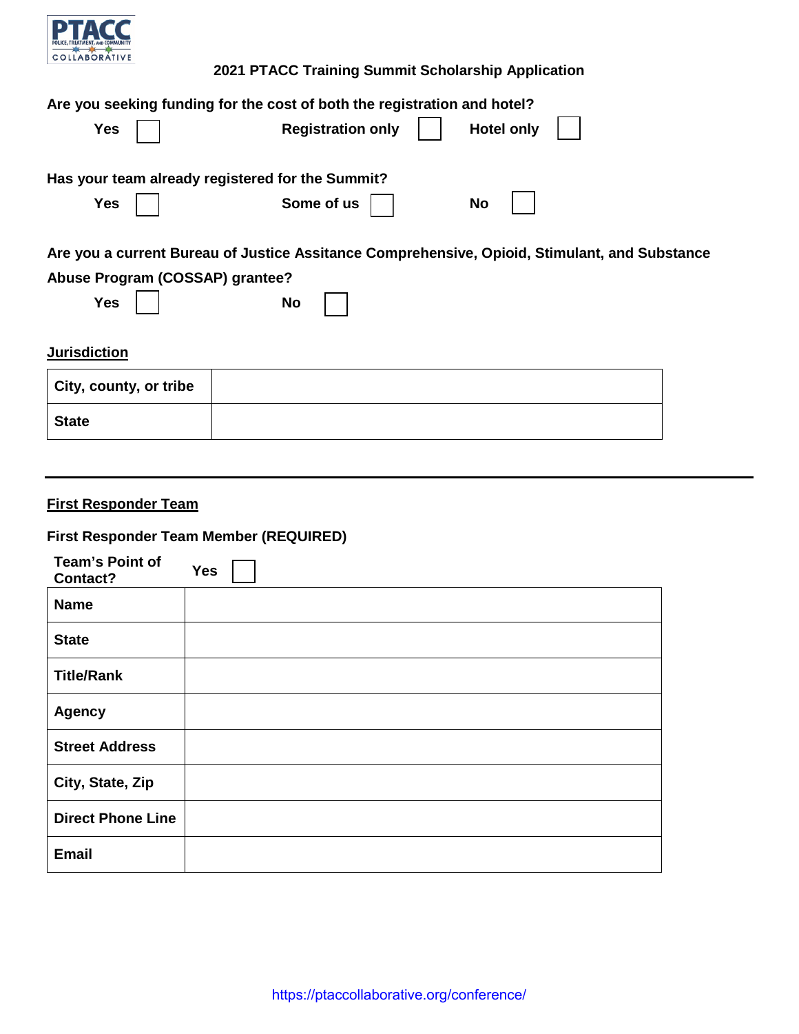**2021 PTACC Training Summit Scholarship Application**

**Are you seeking funding for the cost of both the registration and hotel?**

**Yes** ☐ **Registration only** ☐ **Hotel only** ☐

**Has your team already registered for the Summit?**

**Yes** ☐ **Some of us** ☐ **No** ☐

**Are you a current Bureau of Justice Assitance Comprehensive, Opioid, Stimulant, and Substance Abuse Program (COSSAP) grantee?**

**Yes** ☐ **No** ☐

**Jurisdiction**

| | |
|---|---|
| **City, county, or tribe** | |
| **State** | |

---

**First Responder Team**

**First Responder Team Member (REQUIRED)**

**Team's Point of Contact?** **Yes** ☐

| | |
|---|---|
| **Name** | |
| **State** | |
| **Title/Rank** | |
| **Agency** | |
| **Street Address** | |
| **City, State, Zip** | |
| **Direct Phone Line** | |
| **Email** | |

https://ptaccollaborative.org/conference/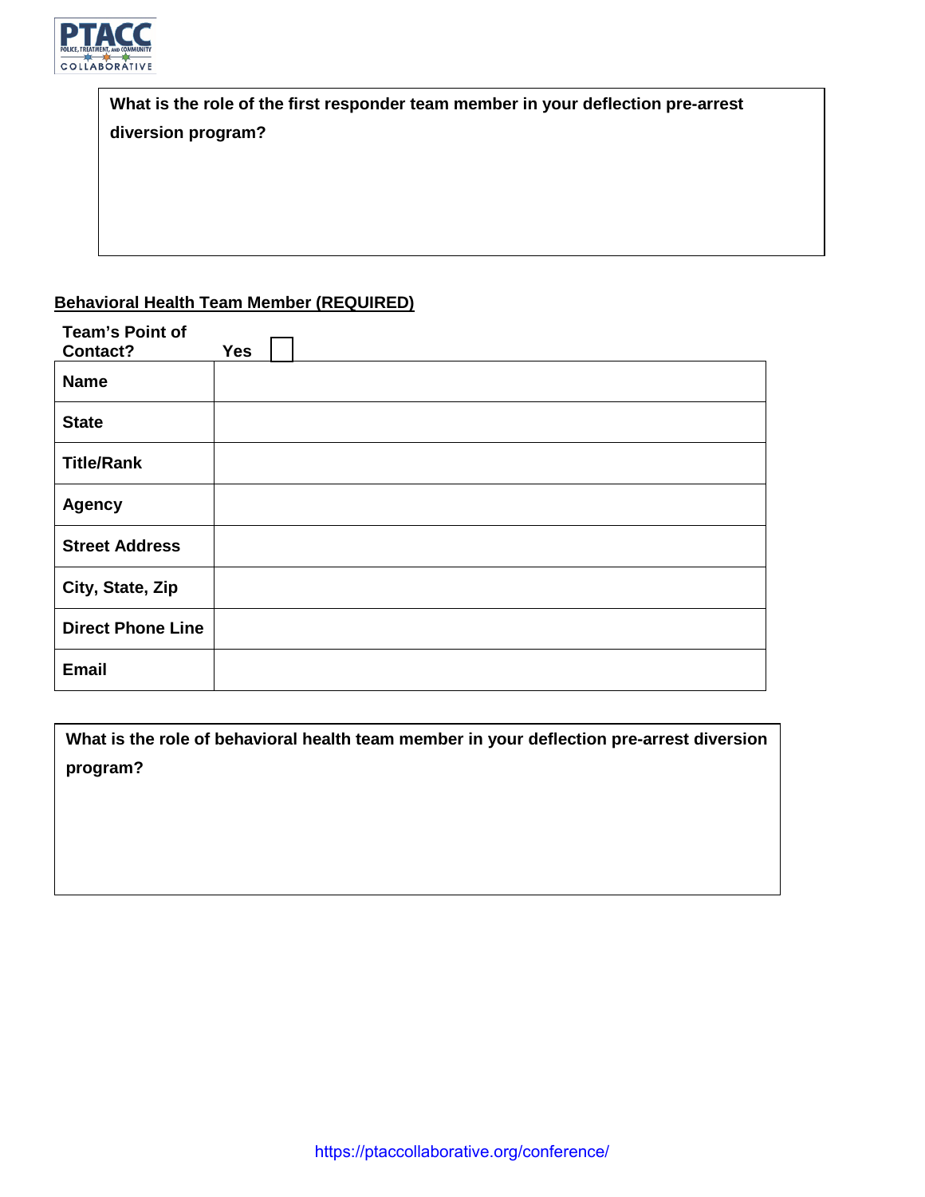**What is the role of the first responder team member in your deflection pre-arrest diversion program?**

**Behavioral Health Team Member (REQUIRED)**

**Team's Point of Contact?** Yes ☐

| | |
|---|---|
| **Name** | |
| **State** | |
| **Title/Rank** | |
| **Agency** | |
| **Street Address** | |
| **City, State, Zip** | |
| **Direct Phone Line** | |
| **Email** | |

**What is the role of behavioral health team member in your deflection pre-arrest diversion program?**

https://ptaccollaborative.org/conference/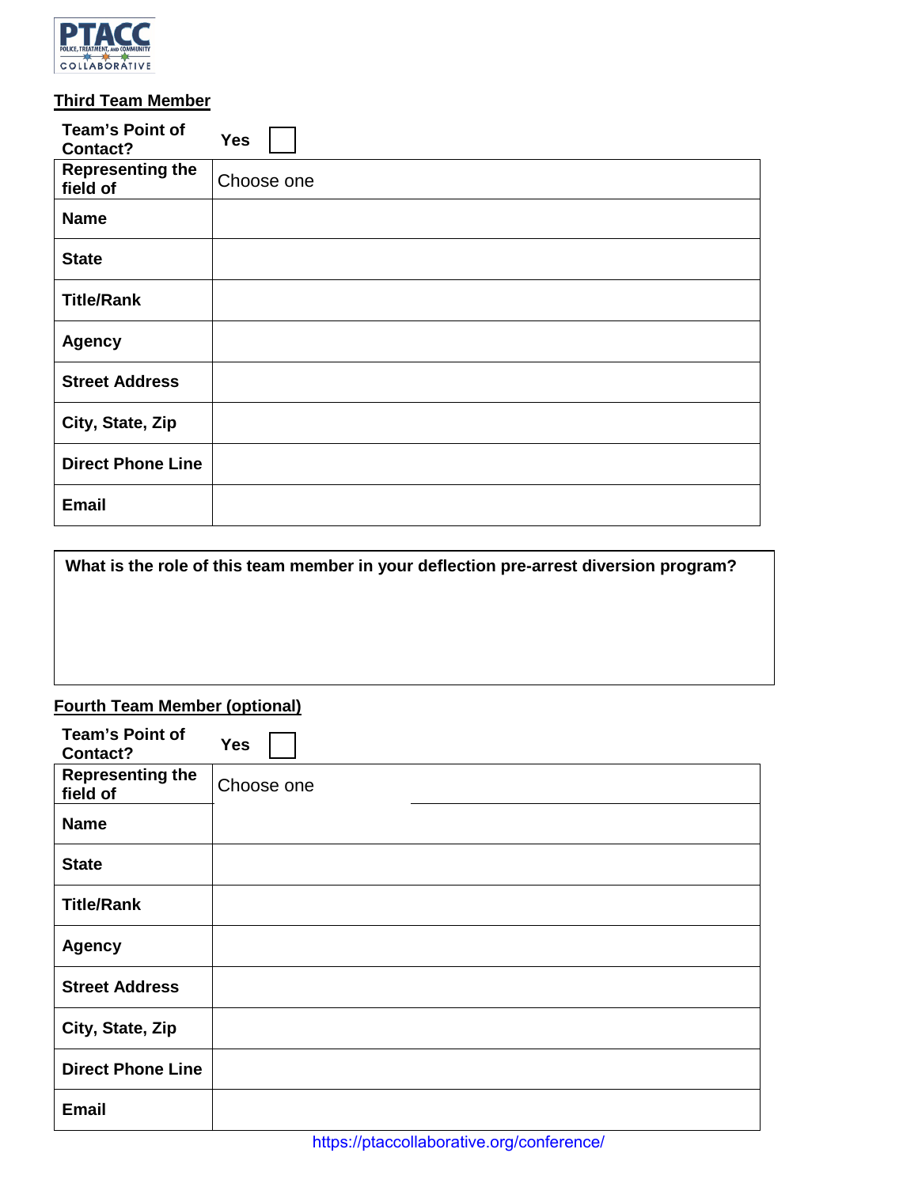### Third Team Member

| Team's Point of Contact? | Yes ☐ |
|---|---|
| Representing the field of | Choose one |
| Name | |
| State | |
| Title/Rank | |
| Agency | |
| Street Address | |
| City, State, Zip | |
| Direct Phone Line | |
| Email | |

| What is the role of this team member in your deflection pre-arrest diversion program? |
|---|
| |

### Fourth Team Member (optional)

| Team's Point of Contact? | Yes ☐ |
|---|---|
| Representing the field of | Choose one |
| Name | |
| State | |
| Title/Rank | |
| Agency | |
| Street Address | |
| City, State, Zip | |
| Direct Phone Line | |
| Email | |

https://ptaccollaborative.org/conference/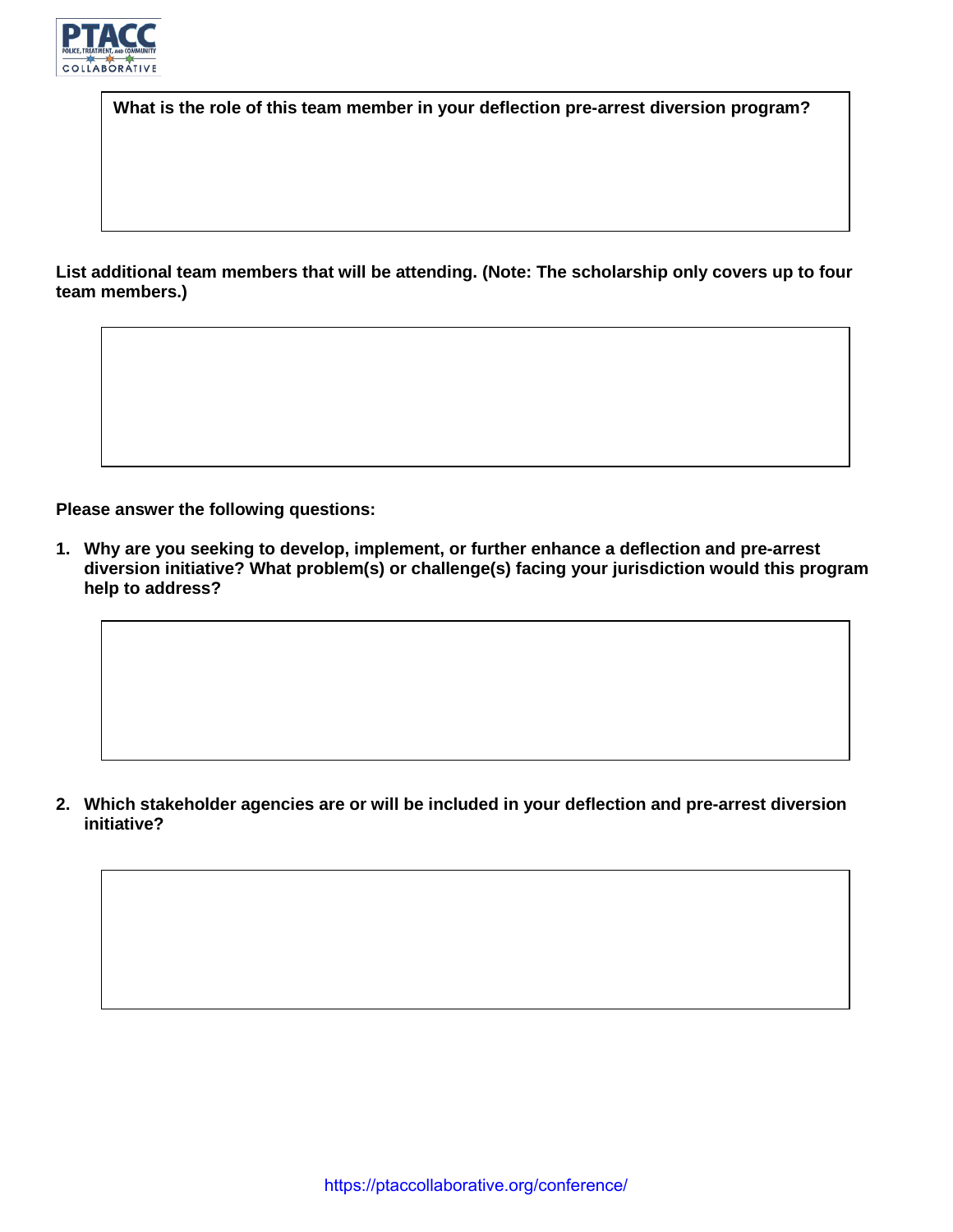**What is the role of this team member in your deflection pre-arrest diversion program?**

**List additional team members that will be attending. (Note: The scholarship only covers up to four team members.)**

**Please answer the following questions:**

1. **Why are you seeking to develop, implement, or further enhance a deflection and pre-arrest diversion initiative? What problem(s) or challenge(s) facing your jurisdiction would this program help to address?**

2. **Which stakeholder agencies are or will be included in your deflection and pre-arrest diversion initiative?**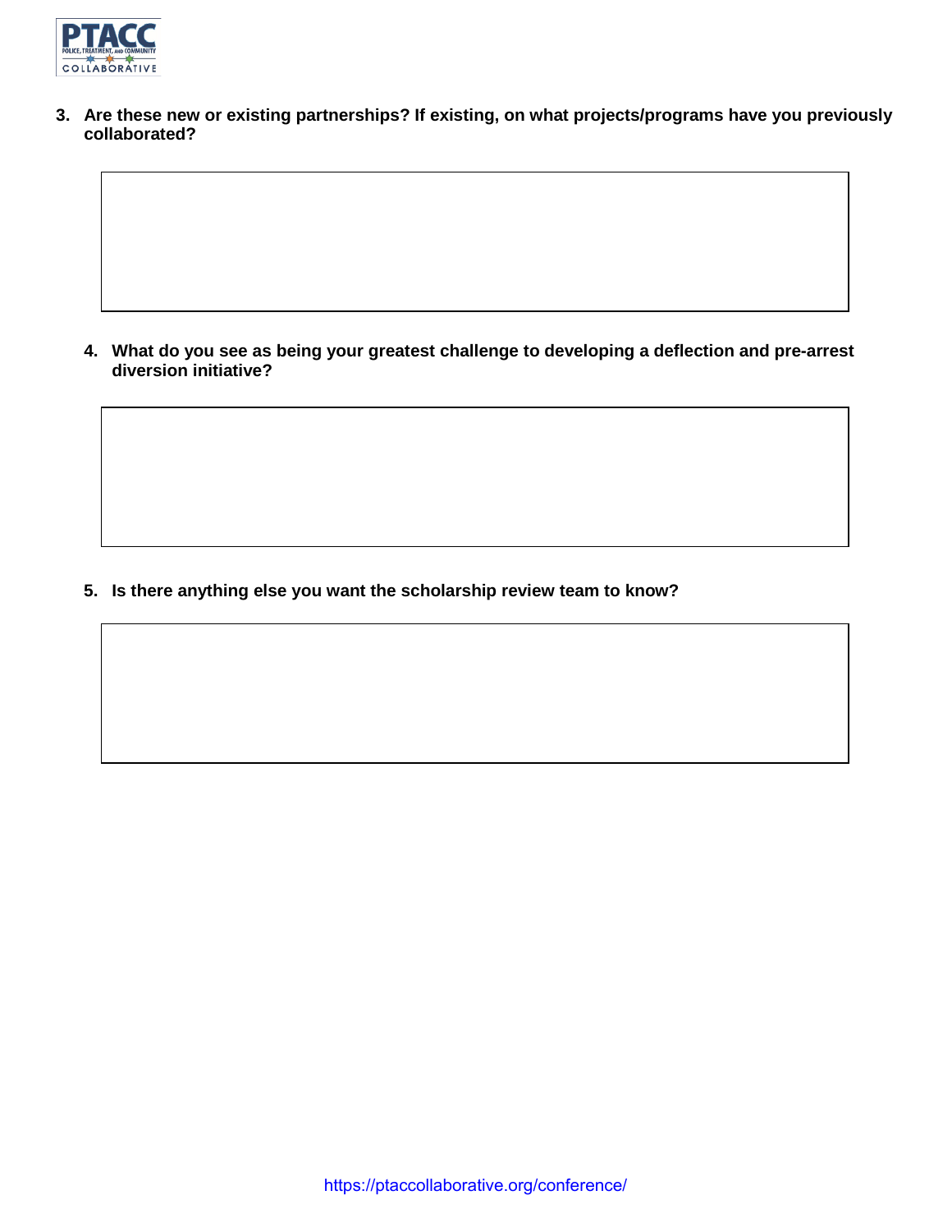3. **Are these new or existing partnerships? If existing, on what projects/programs have you previously collaborated?**

4. **What do you see as being your greatest challenge to developing a deflection and pre-arrest diversion initiative?**

5. **Is there anything else you want the scholarship review team to know?**

https://ptaccollaborative.org/conference/